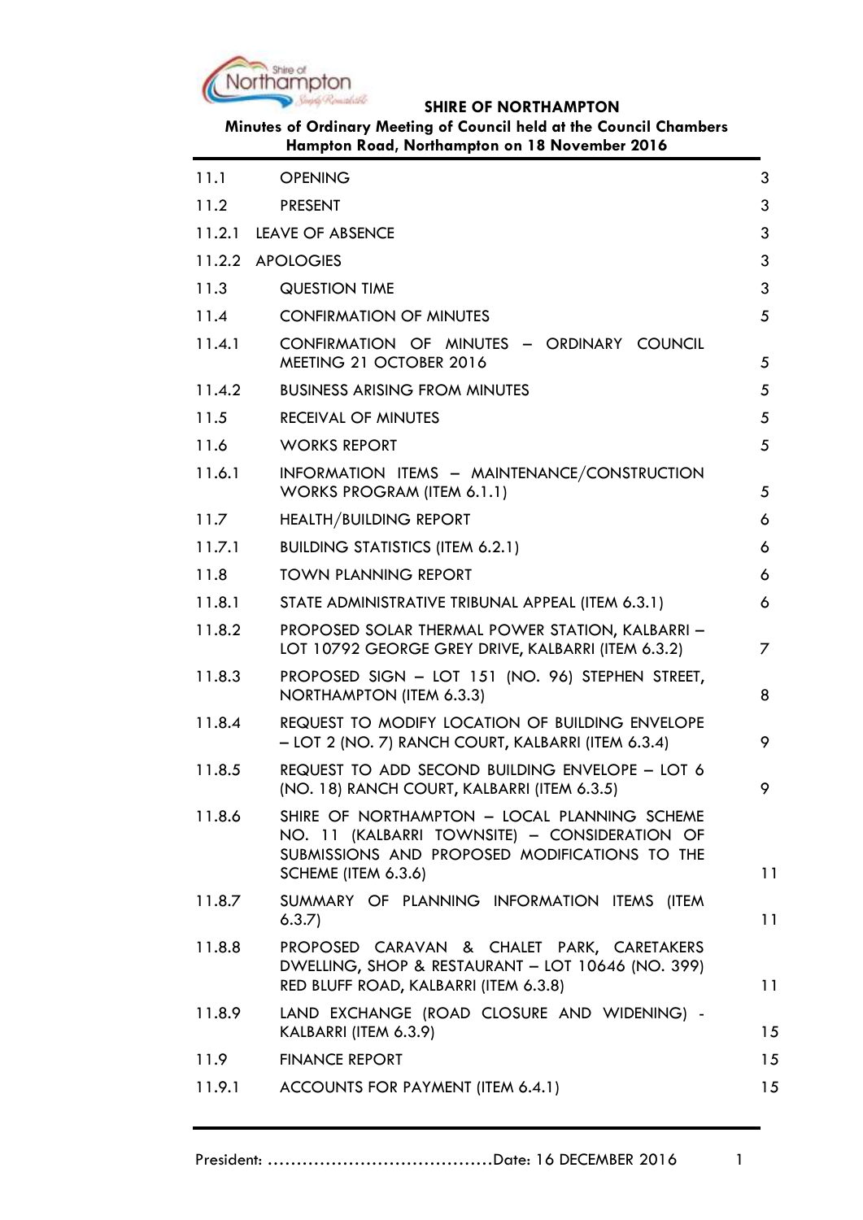**SHIRE OF NORTHAMPTON**

**Minutes of Ordinary Meeting of Council held at the Council Chambers Hampton Road, Northampton on 18 November 2016**

| | | |
|---|---|---|
| 11.1 | OPENING | 3 |
| 11.2 | PRESENT | 3 |
| 11.2.1 | LEAVE OF ABSENCE | 3 |
| 11.2.2 | APOLOGIES | 3 |
| 11.3 | QUESTION TIME | 3 |
| 11.4 | CONFIRMATION OF MINUTES | 5 |
| 11.4.1 | CONFIRMATION OF MINUTES – ORDINARY COUNCIL MEETING 21 OCTOBER 2016 | 5 |
| 11.4.2 | BUSINESS ARISING FROM MINUTES | 5 |
| 11.5 | RECEIVAL OF MINUTES | 5 |
| 11.6 | WORKS REPORT | 5 |
| 11.6.1 | INFORMATION ITEMS – MAINTENANCE/CONSTRUCTION WORKS PROGRAM (ITEM 6.1.1) | 5 |
| 11.7 | HEALTH/BUILDING REPORT | 6 |
| 11.7.1 | BUILDING STATISTICS (ITEM 6.2.1) | 6 |
| 11.8 | TOWN PLANNING REPORT | 6 |
| 11.8.1 | STATE ADMINISTRATIVE TRIBUNAL APPEAL (ITEM 6.3.1) | 6 |
| 11.8.2 | PROPOSED SOLAR THERMAL POWER STATION, KALBARRI – LOT 10792 GEORGE GREY DRIVE, KALBARRI (ITEM 6.3.2) | 7 |
| 11.8.3 | PROPOSED SIGN – LOT 151 (NO. 96) STEPHEN STREET, NORTHAMPTON (ITEM 6.3.3) | 8 |
| 11.8.4 | REQUEST TO MODIFY LOCATION OF BUILDING ENVELOPE – LOT 2 (NO. 7) RANCH COURT, KALBARRI (ITEM 6.3.4) | 9 |
| 11.8.5 | REQUEST TO ADD SECOND BUILDING ENVELOPE – LOT 6 (NO. 18) RANCH COURT, KALBARRI (ITEM 6.3.5) | 9 |
| 11.8.6 | SHIRE OF NORTHAMPTON – LOCAL PLANNING SCHEME NO. 11 (KALBARRI TOWNSITE) – CONSIDERATION OF SUBMISSIONS AND PROPOSED MODIFICATIONS TO THE SCHEME (ITEM 6.3.6) | 11 |
| 11.8.7 | SUMMARY OF PLANNING INFORMATION ITEMS (ITEM 6.3.7) | 11 |
| 11.8.8 | PROPOSED CARAVAN & CHALET PARK, CARETAKERS DWELLING, SHOP & RESTAURANT – LOT 10646 (NO. 399) RED BLUFF ROAD, KALBARRI (ITEM 6.3.8) | 11 |
| 11.8.9 | LAND EXCHANGE (ROAD CLOSURE AND WIDENING) - KALBARRI (ITEM 6.3.9) | 15 |
| 11.9 | FINANCE REPORT | 15 |
| 11.9.1 | ACCOUNTS FOR PAYMENT (ITEM 6.4.1) | 15 |

President: ......................................Date: 16 DECEMBER 2016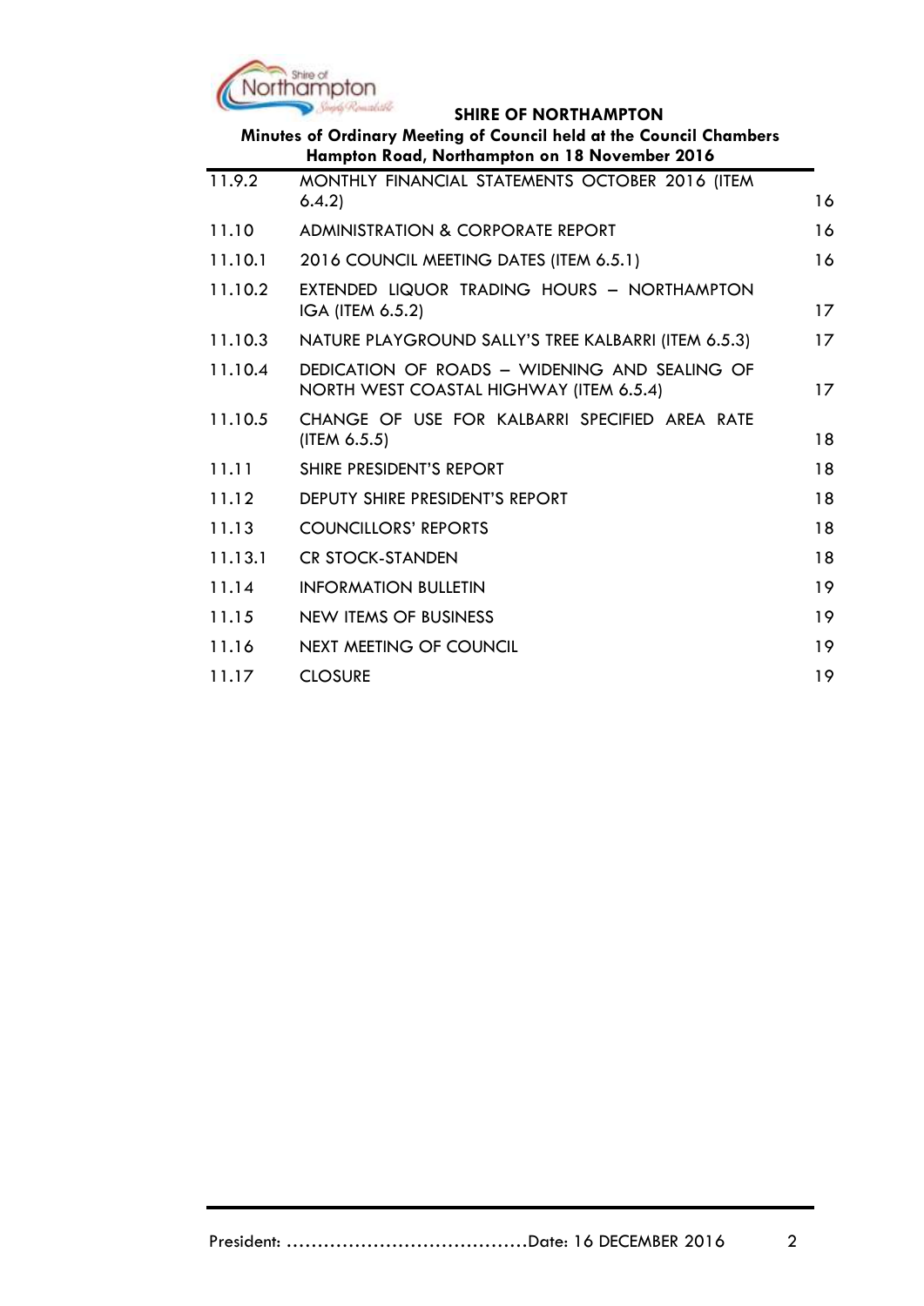| | | |
|---|---|---|
| 11.9.2 | MONTHLY FINANCIAL STATEMENTS OCTOBER 2016 (ITEM 6.4.2) | 16 |
| 11.10 | ADMINISTRATION & CORPORATE REPORT | 16 |
| 11.10.1 | 2016 COUNCIL MEETING DATES (ITEM 6.5.1) | 16 |
| 11.10.2 | EXTENDED LIQUOR TRADING HOURS – NORTHAMPTON IGA (ITEM 6.5.2) | 17 |
| 11.10.3 | NATURE PLAYGROUND SALLY'S TREE KALBARRI (ITEM 6.5.3) | 17 |
| 11.10.4 | DEDICATION OF ROADS – WIDENING AND SEALING OF NORTH WEST COASTAL HIGHWAY (ITEM 6.5.4) | 17 |
| 11.10.5 | CHANGE OF USE FOR KALBARRI SPECIFIED AREA RATE (ITEM 6.5.5) | 18 |
| 11.11 | SHIRE PRESIDENT'S REPORT | 18 |
| 11.12 | DEPUTY SHIRE PRESIDENT'S REPORT | 18 |
| 11.13 | COUNCILLORS' REPORTS | 18 |
| 11.13.1 | CR STOCK-STANDEN | 18 |
| 11.14 | INFORMATION BULLETIN | 19 |
| 11.15 | NEW ITEMS OF BUSINESS | 19 |
| 11.16 | NEXT MEETING OF COUNCIL | 19 |
| 11.17 | CLOSURE | 19 |

President: ……………………………………Date: 16 DECEMBER 2016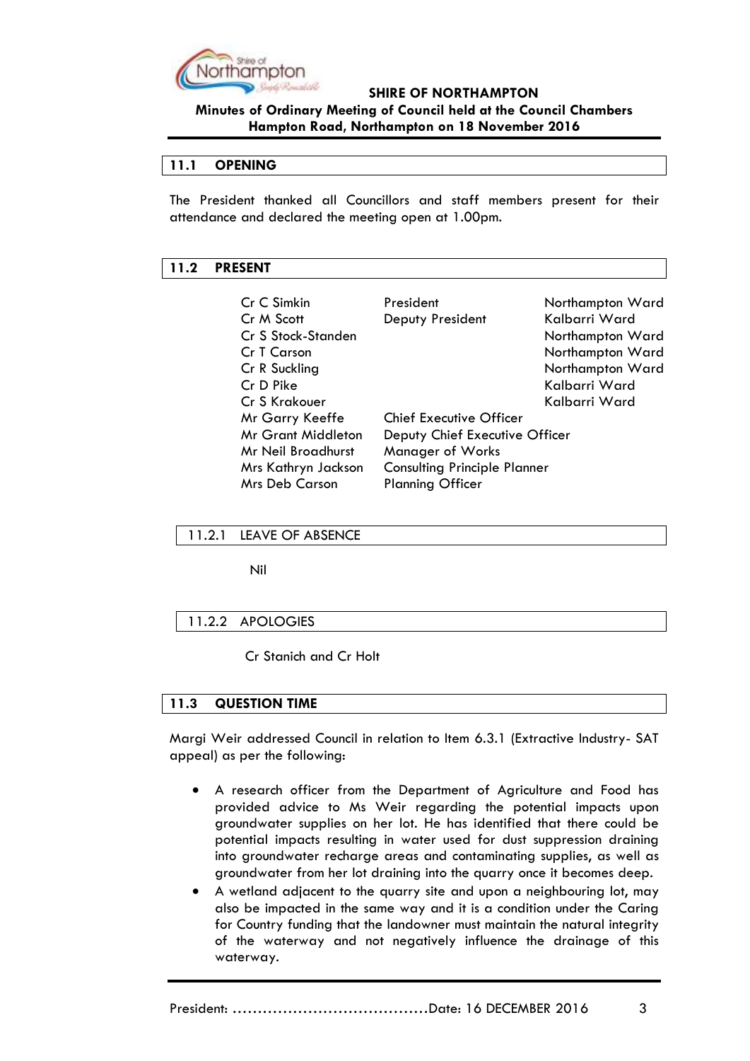## 11.1 OPENING

The President thanked all Councillors and staff members present for their attendance and declared the meeting open at 1.00pm.

## 11.2 PRESENT

| | | |
|---|---|---|
| Cr C Simkin | President | Northampton Ward |
| Cr M Scott | Deputy President | Kalbarri Ward |
| Cr S Stock-Standen | | Northampton Ward |
| Cr T Carson | | Northampton Ward |
| Cr R Suckling | | Northampton Ward |
| Cr D Pike | | Kalbarri Ward |
| Cr S Krakouer | | Kalbarri Ward |
| Mr Garry Keeffe | Chief Executive Officer | |
| Mr Grant Middleton | Deputy Chief Executive Officer | |
| Mr Neil Broadhurst | Manager of Works | |
| Mrs Kathryn Jackson | Consulting Principle Planner | |
| Mrs Deb Carson | Planning Officer | |

### 11.2.1 LEAVE OF ABSENCE

Nil

### 11.2.2 APOLOGIES

Cr Stanich and Cr Holt

## 11.3 QUESTION TIME

Margi Weir addressed Council in relation to Item 6.3.1 (Extractive Industry- SAT appeal) as per the following:

- A research officer from the Department of Agriculture and Food has provided advice to Ms Weir regarding the potential impacts upon groundwater supplies on her lot. He has identified that there could be potential impacts resulting in water used for dust suppression draining into groundwater recharge areas and contaminating supplies, as well as groundwater from her lot draining into the quarry once it becomes deep.
- A wetland adjacent to the quarry site and upon a neighbouring lot, may also be impacted in the same way and it is a condition under the Caring for Country funding that the landowner must maintain the natural integrity of the waterway and not negatively influence the drainage of this waterway.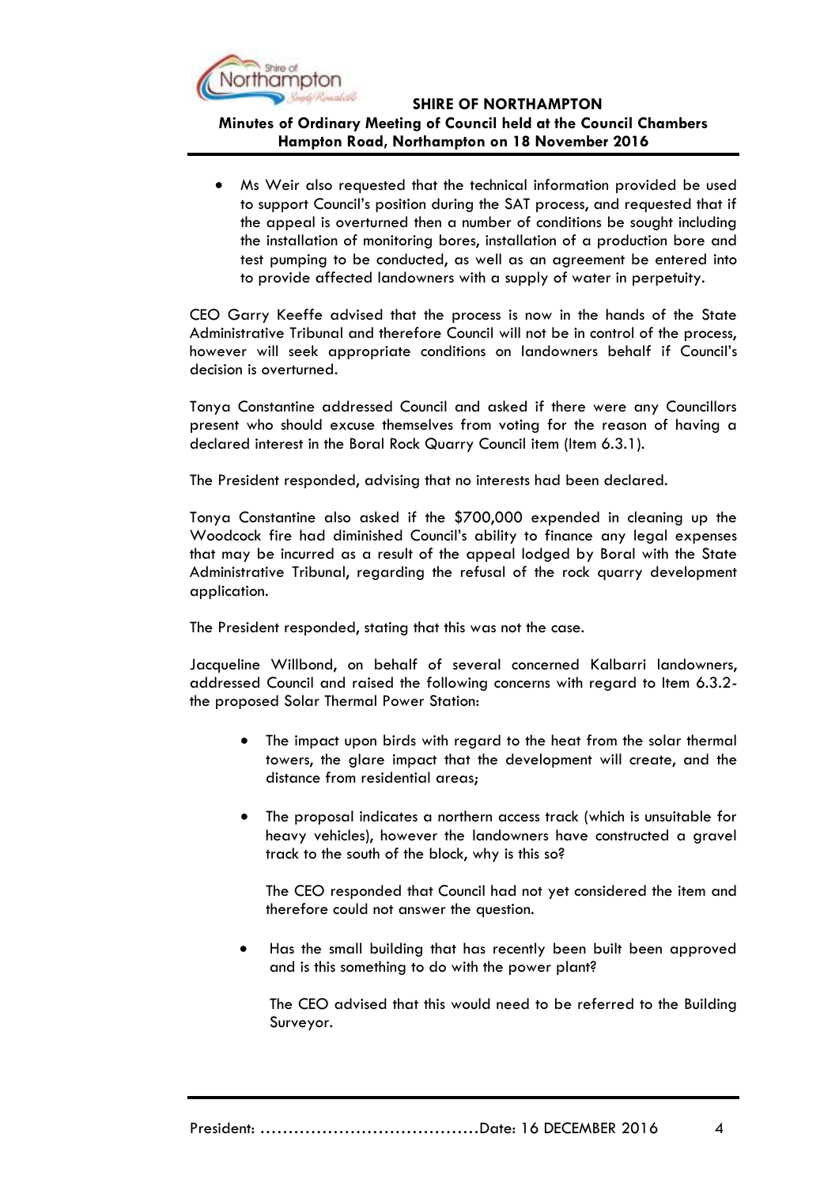- Ms Weir also requested that the technical information provided be used to support Council's position during the SAT process, and requested that if the appeal is overturned then a number of conditions be sought including the installation of monitoring bores, installation of a production bore and test pumping to be conducted, as well as an agreement be entered into to provide affected landowners with a supply of water in perpetuity.

CEO Garry Keeffe advised that the process is now in the hands of the State Administrative Tribunal and therefore Council will not be in control of the process, however will seek appropriate conditions on landowners behalf if Council's decision is overturned.

Tonya Constantine addressed Council and asked if there were any Councillors present who should excuse themselves from voting for the reason of having a declared interest in the Boral Rock Quarry Council item (Item 6.3.1).

The President responded, advising that no interests had been declared.

Tonya Constantine also asked if the $700,000 expended in cleaning up the Woodcock fire had diminished Council's ability to finance any legal expenses that may be incurred as a result of the appeal lodged by Boral with the State Administrative Tribunal, regarding the refusal of the rock quarry development application.

The President responded, stating that this was not the case.

Jacqueline Willbond, on behalf of several concerned Kalbarri landowners, addressed Council and raised the following concerns with regard to Item 6.3.2- the proposed Solar Thermal Power Station:

- The impact upon birds with regard to the heat from the solar thermal towers, the glare impact that the development will create, and the distance from residential areas;

- The proposal indicates a northern access track (which is unsuitable for heavy vehicles), however the landowners have constructed a gravel track to the south of the block, why is this so?

  The CEO responded that Council had not yet considered the item and therefore could not answer the question.

- Has the small building that has recently been built been approved and is this something to do with the power plant?

  The CEO advised that this would need to be referred to the Building Surveyor.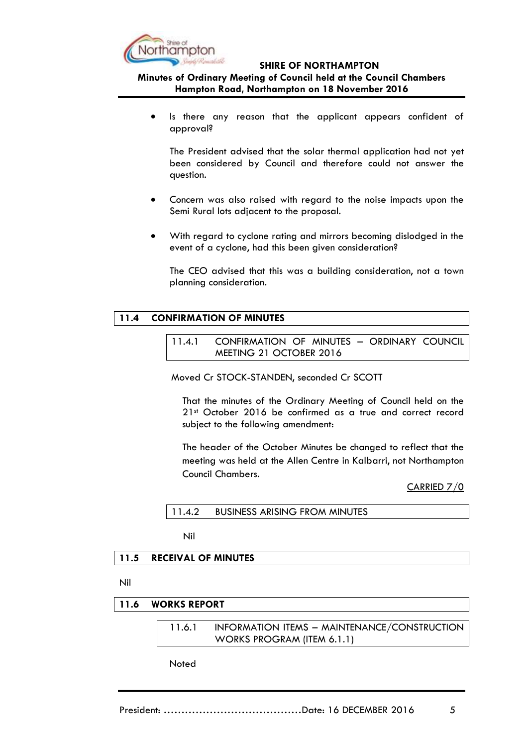- Is there any reason that the applicant appears confident of approval?

  The President advised that the solar thermal application had not yet been considered by Council and therefore could not answer the question.

- Concern was also raised with regard to the noise impacts upon the Semi Rural lots adjacent to the proposal.

- With regard to cyclone rating and mirrors becoming dislodged in the event of a cyclone, had this been given consideration?

  The CEO advised that this was a building consideration, not a town planning consideration.

## 11.4 CONFIRMATION OF MINUTES

### 11.4.1 CONFIRMATION OF MINUTES – ORDINARY COUNCIL MEETING 21 OCTOBER 2016

Moved Cr STOCK-STANDEN, seconded Cr SCOTT

That the minutes of the Ordinary Meeting of Council held on the 21st October 2016 be confirmed as a true and correct record subject to the following amendment:

The header of the October Minutes be changed to reflect that the meeting was held at the Allen Centre in Kalbarri, not Northampton Council Chambers.

CARRIED 7/0

### 11.4.2 BUSINESS ARISING FROM MINUTES

Nil

## 11.5 RECEIVAL OF MINUTES

Nil

## 11.6 WORKS REPORT

### 11.6.1 INFORMATION ITEMS – MAINTENANCE/CONSTRUCTION WORKS PROGRAM (ITEM 6.1.1)

Noted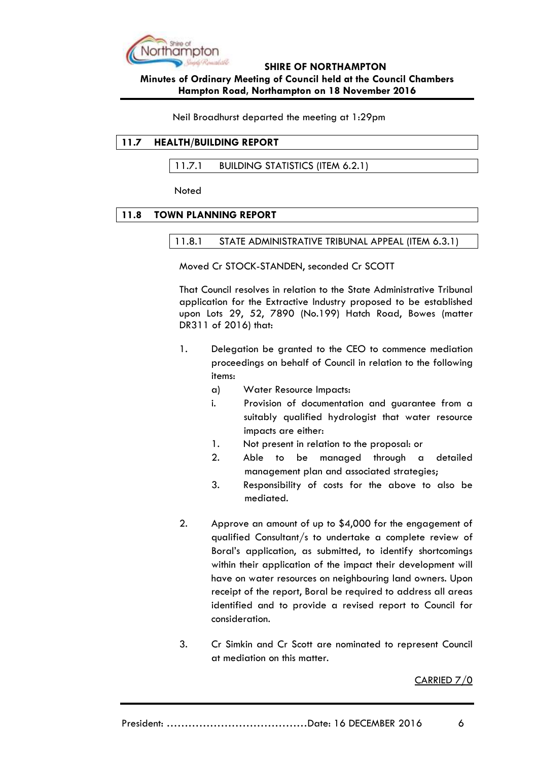Neil Broadhurst departed the meeting at 1:29pm

## 11.7 HEALTH/BUILDING REPORT

### 11.7.1 BUILDING STATISTICS (ITEM 6.2.1)

Noted

## 11.8 TOWN PLANNING REPORT

### 11.8.1 STATE ADMINISTRATIVE TRIBUNAL APPEAL (ITEM 6.3.1)

Moved Cr STOCK-STANDEN, seconded Cr SCOTT

That Council resolves in relation to the State Administrative Tribunal application for the Extractive Industry proposed to be established upon Lots 29, 52, 7890 (No.199) Hatch Road, Bowes (matter DR311 of 2016) that:

1. Delegation be granted to the CEO to commence mediation proceedings on behalf of Council in relation to the following items:
   a) Water Resource Impacts:
   i. Provision of documentation and guarantee from a suitably qualified hydrologist that water resource impacts are either:
   1. Not present in relation to the proposal: or
   2. Able to be managed through a detailed management plan and associated strategies;
   3. Responsibility of costs for the above to also be mediated.

2. Approve an amount of up to $4,000 for the engagement of qualified Consultant/s to undertake a complete review of Boral's application, as submitted, to identify shortcomings within their application of the impact their development will have on water resources on neighbouring land owners. Upon receipt of the report, Boral be required to address all areas identified and to provide a revised report to Council for consideration.

3. Cr Simkin and Cr Scott are nominated to represent Council at mediation on this matter.

CARRIED 7/0

President: ......................................Date: 16 DECEMBER 2016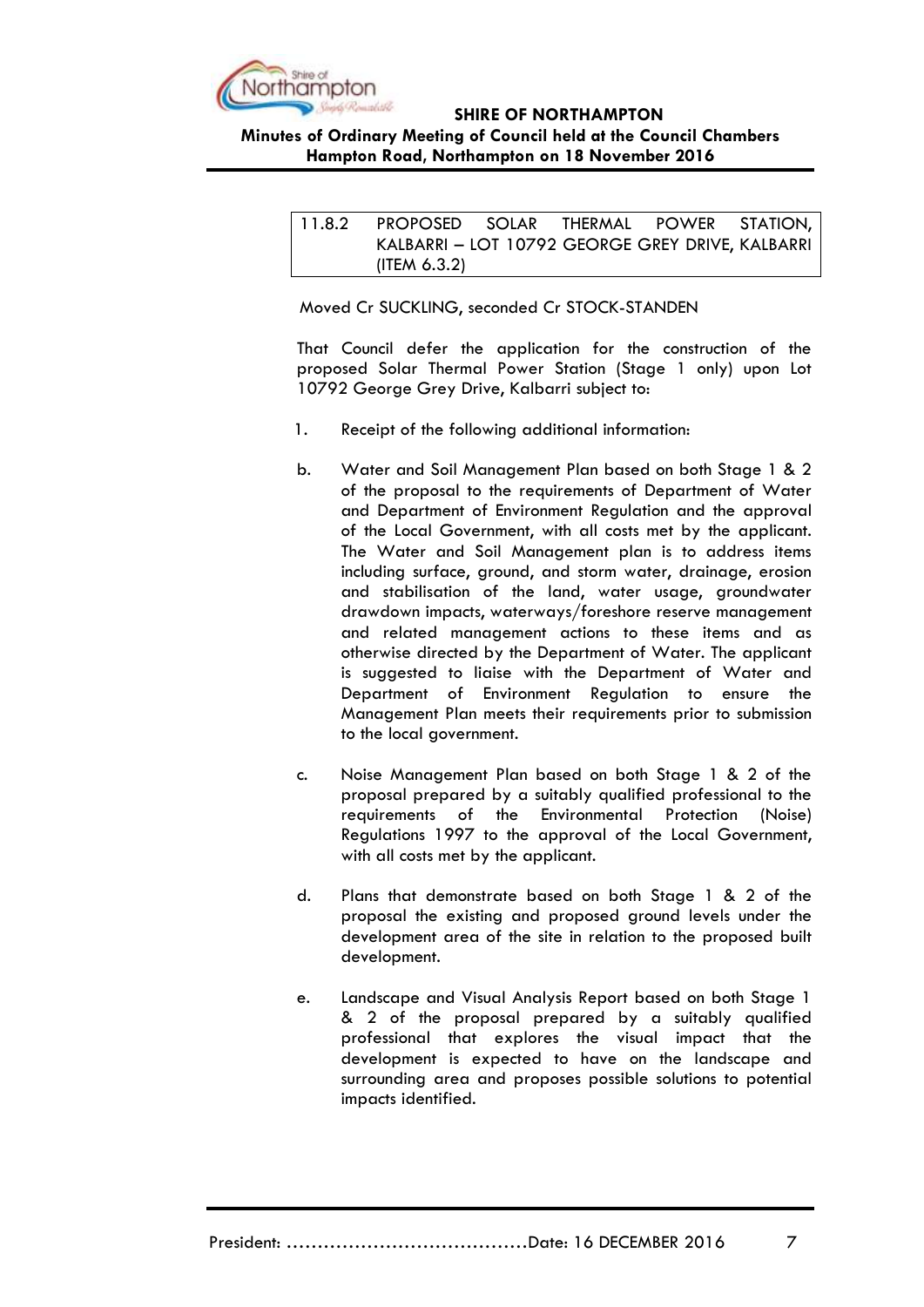**11.8.2 PROPOSED SOLAR THERMAL POWER STATION, KALBARRI – LOT 10792 GEORGE GREY DRIVE, KALBARRI (ITEM 6.3.2)**

Moved Cr SUCKLING, seconded Cr STOCK-STANDEN

That Council defer the application for the construction of the proposed Solar Thermal Power Station (Stage 1 only) upon Lot 10792 George Grey Drive, Kalbarri subject to:

1. Receipt of the following additional information:

b. Water and Soil Management Plan based on both Stage 1 & 2 of the proposal to the requirements of Department of Water and Department of Environment Regulation and the approval of the Local Government, with all costs met by the applicant. The Water and Soil Management plan is to address items including surface, ground, and storm water, drainage, erosion and stabilisation of the land, water usage, groundwater drawdown impacts, waterways/foreshore reserve management and related management actions to these items and as otherwise directed by the Department of Water. The applicant is suggested to liaise with the Department of Water and Department of Environment Regulation to ensure the Management Plan meets their requirements prior to submission to the local government.

c. Noise Management Plan based on both Stage 1 & 2 of the proposal prepared by a suitably qualified professional to the requirements of the Environmental Protection (Noise) Regulations 1997 to the approval of the Local Government, with all costs met by the applicant.

d. Plans that demonstrate based on both Stage 1 & 2 of the proposal the existing and proposed ground levels under the development area of the site in relation to the proposed built development.

e. Landscape and Visual Analysis Report based on both Stage 1 & 2 of the proposal prepared by a suitably qualified professional that explores the visual impact that the development is expected to have on the landscape and surrounding area and proposes possible solutions to potential impacts identified.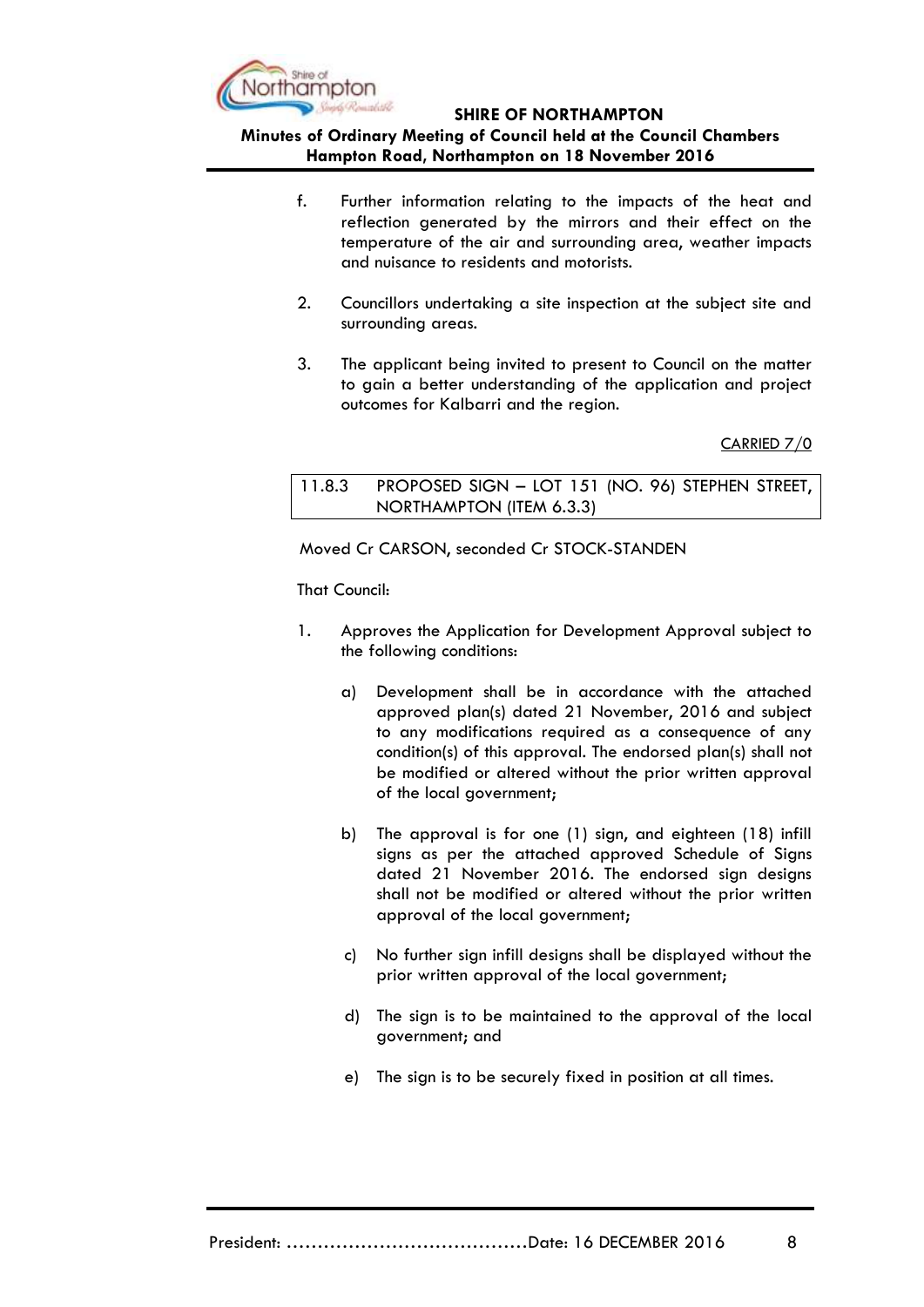f. Further information relating to the impacts of the heat and reflection generated by the mirrors and their effect on the temperature of the air and surrounding area, weather impacts and nuisance to residents and motorists.

2. Councillors undertaking a site inspection at the subject site and surrounding areas.

3. The applicant being invited to present to Council on the matter to gain a better understanding of the application and project outcomes for Kalbarri and the region.

CARRIED 7/0

### 11.8.3 PROPOSED SIGN – LOT 151 (NO. 96) STEPHEN STREET, NORTHAMPTON (ITEM 6.3.3)

Moved Cr CARSON, seconded Cr STOCK-STANDEN

That Council:

1. Approves the Application for Development Approval subject to the following conditions:

   a) Development shall be in accordance with the attached approved plan(s) dated 21 November, 2016 and subject to any modifications required as a consequence of any condition(s) of this approval. The endorsed plan(s) shall not be modified or altered without the prior written approval of the local government;

   b) The approval is for one (1) sign, and eighteen (18) infill signs as per the attached approved Schedule of Signs dated 21 November 2016. The endorsed sign designs shall not be modified or altered without the prior written approval of the local government;

   c) No further sign infill designs shall be displayed without the prior written approval of the local government;

   d) The sign is to be maintained to the approval of the local government; and

   e) The sign is to be securely fixed in position at all times.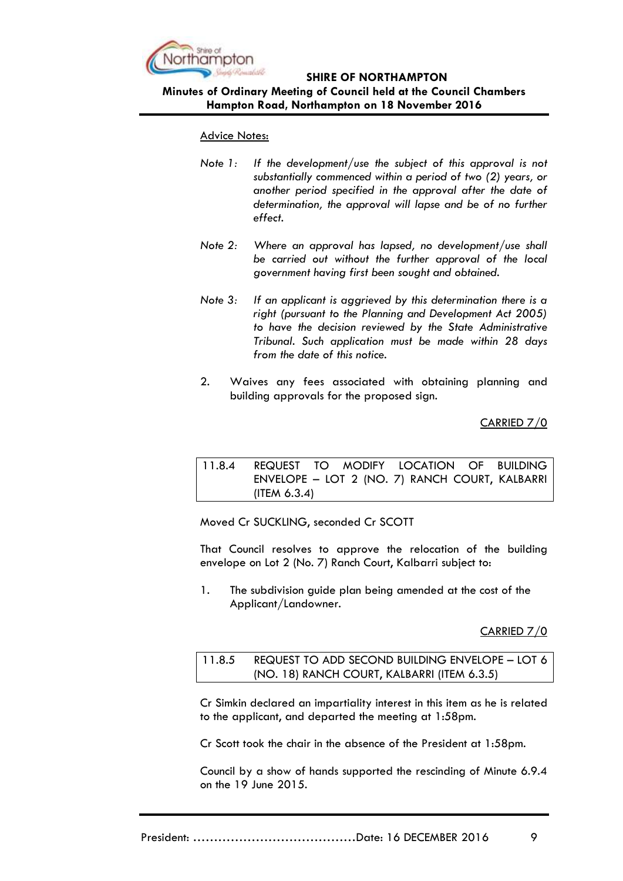Advice Notes:

*Note 1:* *If the development/use the subject of this approval is not substantially commenced within a period of two (2) years, or another period specified in the approval after the date of determination, the approval will lapse and be of no further effect.*

*Note 2:* *Where an approval has lapsed, no development/use shall be carried out without the further approval of the local government having first been sought and obtained.*

*Note 3:* *If an applicant is aggrieved by this determination there is a right (pursuant to the Planning and Development Act 2005) to have the decision reviewed by the State Administrative Tribunal. Such application must be made within 28 days from the date of this notice.*

2. Waives any fees associated with obtaining planning and building approvals for the proposed sign.

CARRIED 7/0

### 11.8.4 REQUEST TO MODIFY LOCATION OF BUILDING ENVELOPE – LOT 2 (NO. 7) RANCH COURT, KALBARRI (ITEM 6.3.4)

Moved Cr SUCKLING, seconded Cr SCOTT

That Council resolves to approve the relocation of the building envelope on Lot 2 (No. 7) Ranch Court, Kalbarri subject to:

1. The subdivision guide plan being amended at the cost of the Applicant/Landowner.

CARRIED 7/0

### 11.8.5 REQUEST TO ADD SECOND BUILDING ENVELOPE – LOT 6 (NO. 18) RANCH COURT, KALBARRI (ITEM 6.3.5)

Cr Simkin declared an impartiality interest in this item as he is related to the applicant, and departed the meeting at 1:58pm.

Cr Scott took the chair in the absence of the President at 1:58pm.

Council by a show of hands supported the rescinding of Minute 6.9.4 on the 19 June 2015.

President: ……………………………………Date: 16 DECEMBER 2016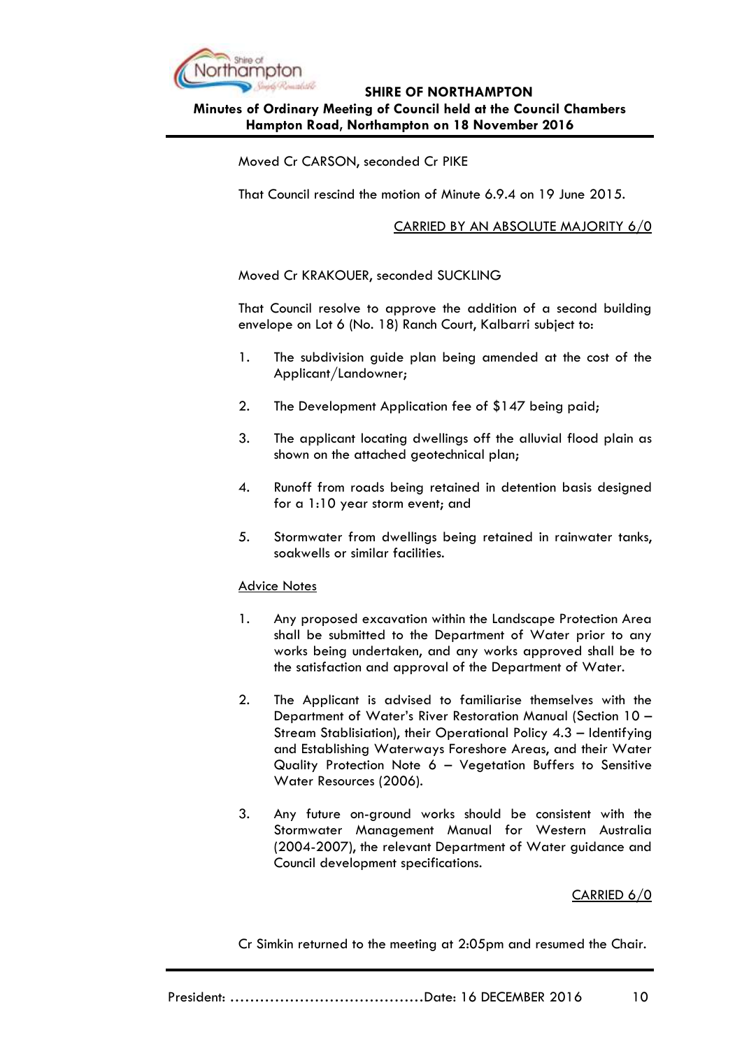Moved Cr CARSON, seconded Cr PIKE

That Council rescind the motion of Minute 6.9.4 on 19 June 2015.

CARRIED BY AN ABSOLUTE MAJORITY 6/0

Moved Cr KRAKOUER, seconded SUCKLING

That Council resolve to approve the addition of a second building envelope on Lot 6 (No. 18) Ranch Court, Kalbarri subject to:

1. The subdivision guide plan being amended at the cost of the Applicant/Landowner;

2. The Development Application fee of $147 being paid;

3. The applicant locating dwellings off the alluvial flood plain as shown on the attached geotechnical plan;

4. Runoff from roads being retained in detention basis designed for a 1:10 year storm event; and

5. Stormwater from dwellings being retained in rainwater tanks, soakwells or similar facilities.

Advice Notes

1. Any proposed excavation within the Landscape Protection Area shall be submitted to the Department of Water prior to any works being undertaken, and any works approved shall be to the satisfaction and approval of the Department of Water.

2. The Applicant is advised to familiarise themselves with the Department of Water's River Restoration Manual (Section 10 – Stream Stablisiation), their Operational Policy 4.3 – Identifying and Establishing Waterways Foreshore Areas, and their Water Quality Protection Note 6 – Vegetation Buffers to Sensitive Water Resources (2006).

3. Any future on-ground works should be consistent with the Stormwater Management Manual for Western Australia (2004-2007), the relevant Department of Water guidance and Council development specifications.

CARRIED 6/0

Cr Simkin returned to the meeting at 2:05pm and resumed the Chair.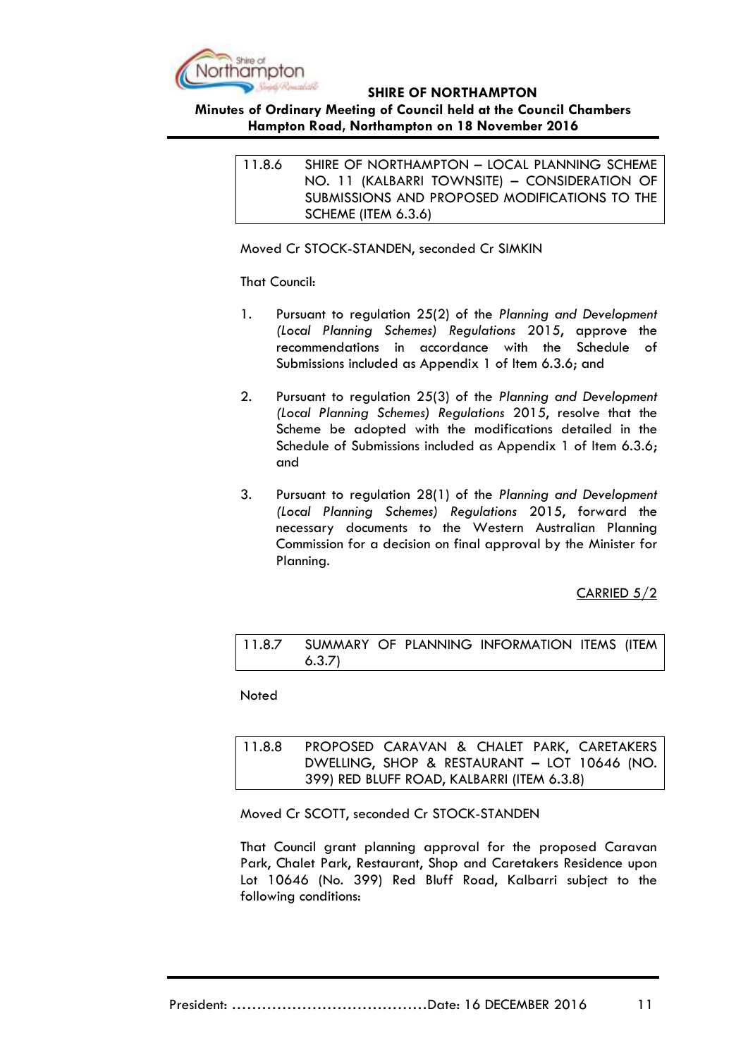### 11.8.6 SHIRE OF NORTHAMPTON – LOCAL PLANNING SCHEME NO. 11 (KALBARRI TOWNSITE) – CONSIDERATION OF SUBMISSIONS AND PROPOSED MODIFICATIONS TO THE SCHEME (ITEM 6.3.6)

Moved Cr STOCK-STANDEN, seconded Cr SIMKIN

That Council:

1. Pursuant to regulation 25(2) of the *Planning and Development (Local Planning Schemes) Regulations* 2015, approve the recommendations in accordance with the Schedule of Submissions included as Appendix 1 of Item 6.3.6; and

2. Pursuant to regulation 25(3) of the *Planning and Development (Local Planning Schemes) Regulations* 2015, resolve that the Scheme be adopted with the modifications detailed in the Schedule of Submissions included as Appendix 1 of Item 6.3.6; and

3. Pursuant to regulation 28(1) of the *Planning and Development (Local Planning Schemes) Regulations* 2015, forward the necessary documents to the Western Australian Planning Commission for a decision on final approval by the Minister for Planning.

CARRIED 5/2

### 11.8.7 SUMMARY OF PLANNING INFORMATION ITEMS (ITEM 6.3.7)

Noted

### 11.8.8 PROPOSED CARAVAN & CHALET PARK, CARETAKERS DWELLING, SHOP & RESTAURANT – LOT 10646 (NO. 399) RED BLUFF ROAD, KALBARRI (ITEM 6.3.8)

Moved Cr SCOTT, seconded Cr STOCK-STANDEN

That Council grant planning approval for the proposed Caravan Park, Chalet Park, Restaurant, Shop and Caretakers Residence upon Lot 10646 (No. 399) Red Bluff Road, Kalbarri subject to the following conditions: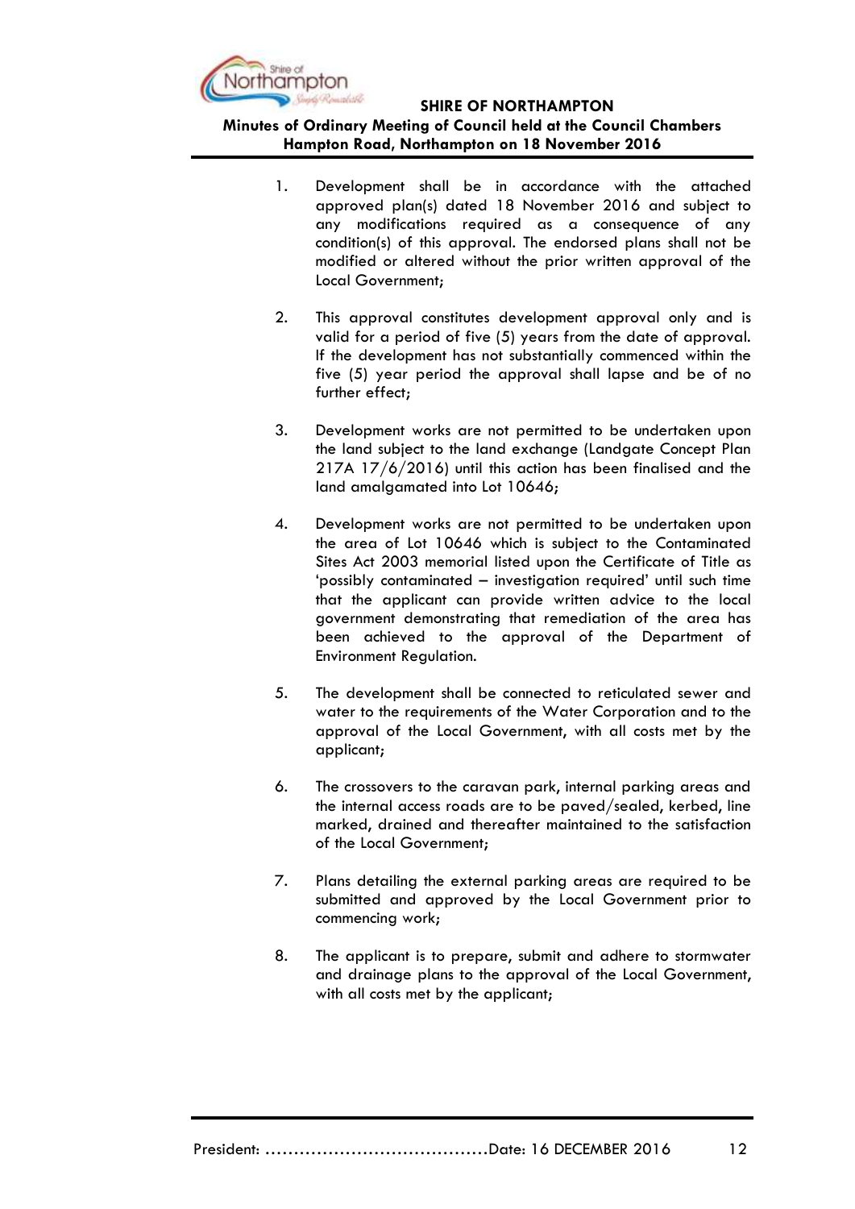1. Development shall be in accordance with the attached approved plan(s) dated 18 November 2016 and subject to any modifications required as a consequence of any condition(s) of this approval. The endorsed plans shall not be modified or altered without the prior written approval of the Local Government;

2. This approval constitutes development approval only and is valid for a period of five (5) years from the date of approval. If the development has not substantially commenced within the five (5) year period the approval shall lapse and be of no further effect;

3. Development works are not permitted to be undertaken upon the land subject to the land exchange (Landgate Concept Plan 217A 17/6/2016) until this action has been finalised and the land amalgamated into Lot 10646;

4. Development works are not permitted to be undertaken upon the area of Lot 10646 which is subject to the Contaminated Sites Act 2003 memorial listed upon the Certificate of Title as 'possibly contaminated – investigation required' until such time that the applicant can provide written advice to the local government demonstrating that remediation of the area has been achieved to the approval of the Department of Environment Regulation.

5. The development shall be connected to reticulated sewer and water to the requirements of the Water Corporation and to the approval of the Local Government, with all costs met by the applicant;

6. The crossovers to the caravan park, internal parking areas and the internal access roads are to be paved/sealed, kerbed, line marked, drained and thereafter maintained to the satisfaction of the Local Government;

7. Plans detailing the external parking areas are required to be submitted and approved by the Local Government prior to commencing work;

8. The applicant is to prepare, submit and adhere to stormwater and drainage plans to the approval of the Local Government, with all costs met by the applicant;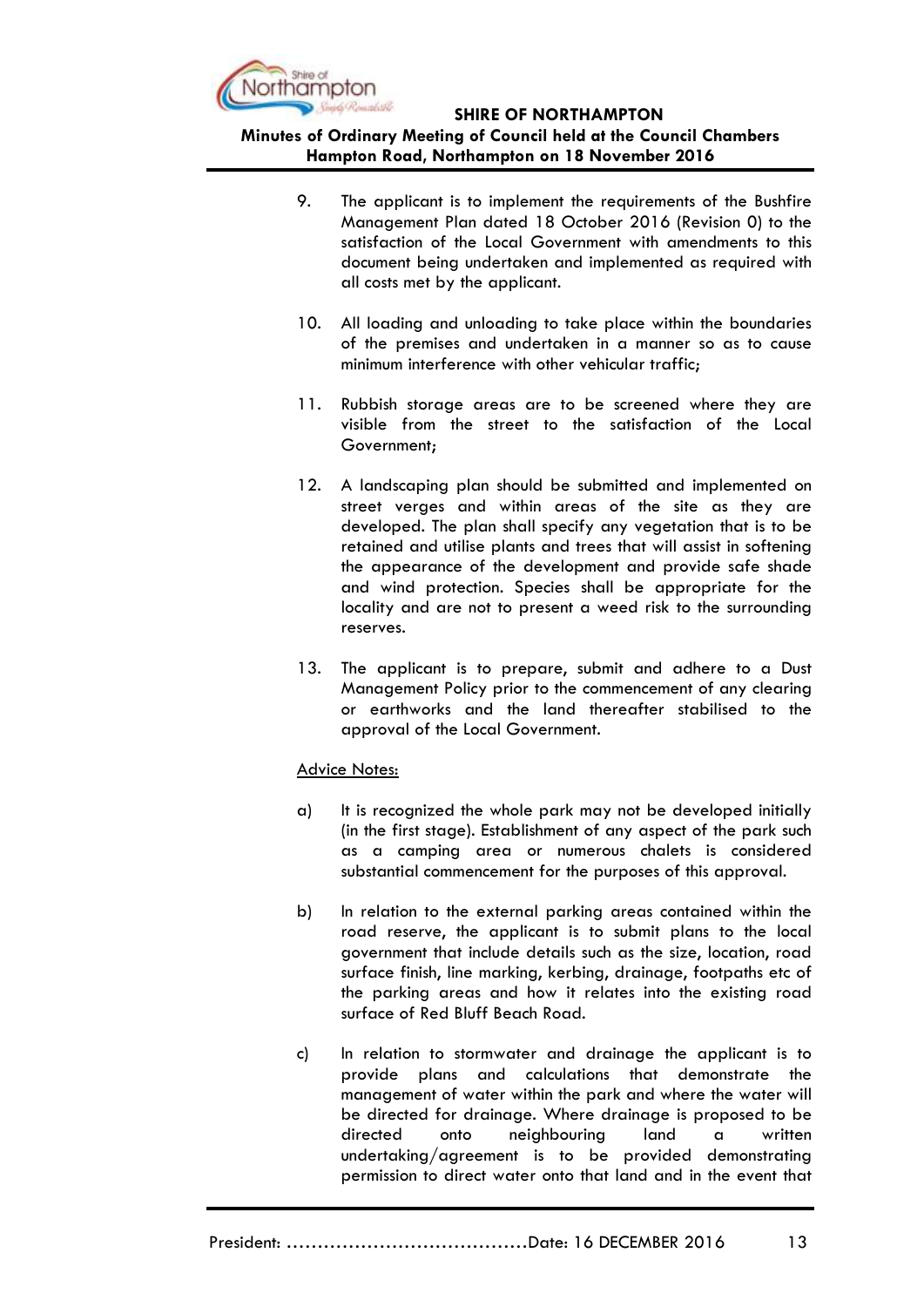9. The applicant is to implement the requirements of the Bushfire Management Plan dated 18 October 2016 (Revision 0) to the satisfaction of the Local Government with amendments to this document being undertaken and implemented as required with all costs met by the applicant.

10. All loading and unloading to take place within the boundaries of the premises and undertaken in a manner so as to cause minimum interference with other vehicular traffic;

11. Rubbish storage areas are to be screened where they are visible from the street to the satisfaction of the Local Government;

12. A landscaping plan should be submitted and implemented on street verges and within areas of the site as they are developed. The plan shall specify any vegetation that is to be retained and utilise plants and trees that will assist in softening the appearance of the development and provide safe shade and wind protection. Species shall be appropriate for the locality and are not to present a weed risk to the surrounding reserves.

13. The applicant is to prepare, submit and adhere to a Dust Management Policy prior to the commencement of any clearing or earthworks and the land thereafter stabilised to the approval of the Local Government.

<u>Advice Notes:</u>

a) It is recognized the whole park may not be developed initially (in the first stage). Establishment of any aspect of the park such as a camping area or numerous chalets is considered substantial commencement for the purposes of this approval.

b) In relation to the external parking areas contained within the road reserve, the applicant is to submit plans to the local government that include details such as the size, location, road surface finish, line marking, kerbing, drainage, footpaths etc of the parking areas and how it relates into the existing road surface of Red Bluff Beach Road.

c) In relation to stormwater and drainage the applicant is to provide plans and calculations that demonstrate the management of water within the park and where the water will be directed for drainage. Where drainage is proposed to be directed onto neighbouring land a written undertaking/agreement is to be provided demonstrating permission to direct water onto that land and in the event that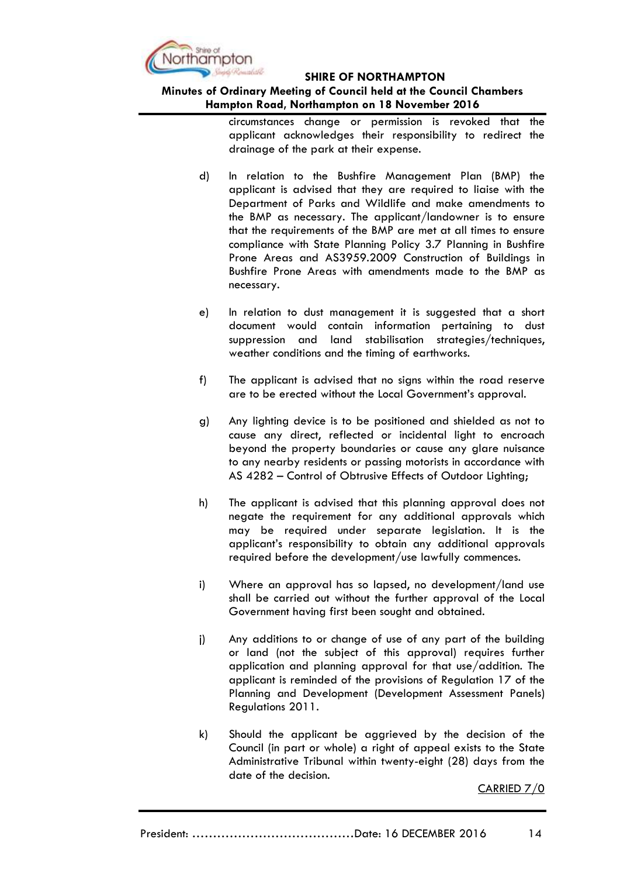circumstances change or permission is revoked that the applicant acknowledges their responsibility to redirect the drainage of the park at their expense.

d) In relation to the Bushfire Management Plan (BMP) the applicant is advised that they are required to liaise with the Department of Parks and Wildlife and make amendments to the BMP as necessary. The applicant/landowner is to ensure that the requirements of the BMP are met at all times to ensure compliance with State Planning Policy 3.7 Planning in Bushfire Prone Areas and AS3959.2009 Construction of Buildings in Bushfire Prone Areas with amendments made to the BMP as necessary.

e) In relation to dust management it is suggested that a short document would contain information pertaining to dust suppression and land stabilisation strategies/techniques, weather conditions and the timing of earthworks.

f) The applicant is advised that no signs within the road reserve are to be erected without the Local Government's approval.

g) Any lighting device is to be positioned and shielded as not to cause any direct, reflected or incidental light to encroach beyond the property boundaries or cause any glare nuisance to any nearby residents or passing motorists in accordance with AS 4282 – Control of Obtrusive Effects of Outdoor Lighting;

h) The applicant is advised that this planning approval does not negate the requirement for any additional approvals which may be required under separate legislation. It is the applicant's responsibility to obtain any additional approvals required before the development/use lawfully commences.

i) Where an approval has so lapsed, no development/land use shall be carried out without the further approval of the Local Government having first been sought and obtained.

j) Any additions to or change of use of any part of the building or land (not the subject of this approval) requires further application and planning approval for that use/addition. The applicant is reminded of the provisions of Regulation 17 of the Planning and Development (Development Assessment Panels) Regulations 2011.

k) Should the applicant be aggrieved by the decision of the Council (in part or whole) a right of appeal exists to the State Administrative Tribunal within twenty-eight (28) days from the date of the decision.

CARRIED 7/0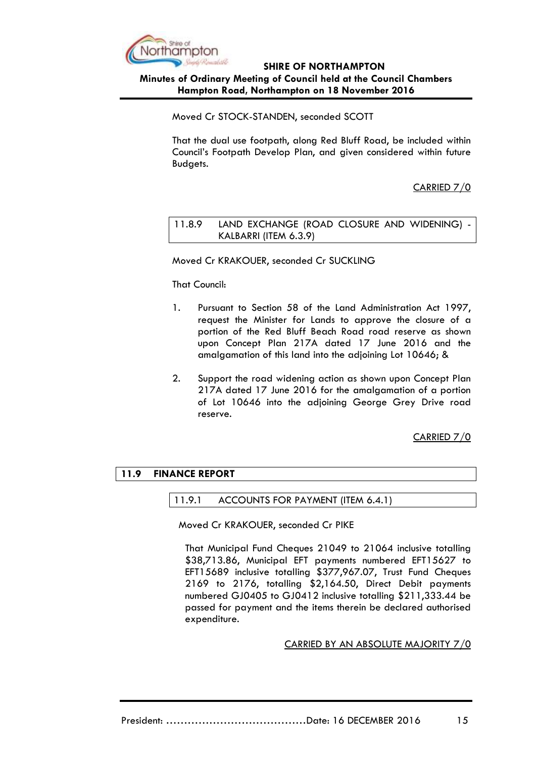Moved Cr STOCK-STANDEN, seconded SCOTT

That the dual use footpath, along Red Bluff Road, be included within Council's Footpath Develop Plan, and given considered within future Budgets.

CARRIED 7/0

### 11.8.9 LAND EXCHANGE (ROAD CLOSURE AND WIDENING) - KALBARRI (ITEM 6.3.9)

Moved Cr KRAKOUER, seconded Cr SUCKLING

That Council:

1. Pursuant to Section 58 of the Land Administration Act 1997, request the Minister for Lands to approve the closure of a portion of the Red Bluff Beach Road road reserve as shown upon Concept Plan 217A dated 17 June 2016 and the amalgamation of this land into the adjoining Lot 10646; &

2. Support the road widening action as shown upon Concept Plan 217A dated 17 June 2016 for the amalgamation of a portion of Lot 10646 into the adjoining George Grey Drive road reserve.

CARRIED 7/0

## 11.9 FINANCE REPORT

### 11.9.1 ACCOUNTS FOR PAYMENT (ITEM 6.4.1)

Moved Cr KRAKOUER, seconded Cr PIKE

That Municipal Fund Cheques 21049 to 21064 inclusive totalling $38,713.86, Municipal EFT payments numbered EFT15627 to EFT15689 inclusive totalling $377,967.07, Trust Fund Cheques 2169 to 2176, totalling $2,164.50, Direct Debit payments numbered GJ0405 to GJ0412 inclusive totalling $211,333.44 be passed for payment and the items therein be declared authorised expenditure.

CARRIED BY AN ABSOLUTE MAJORITY 7/0

President: ......................................Date: 16 DECEMBER 2016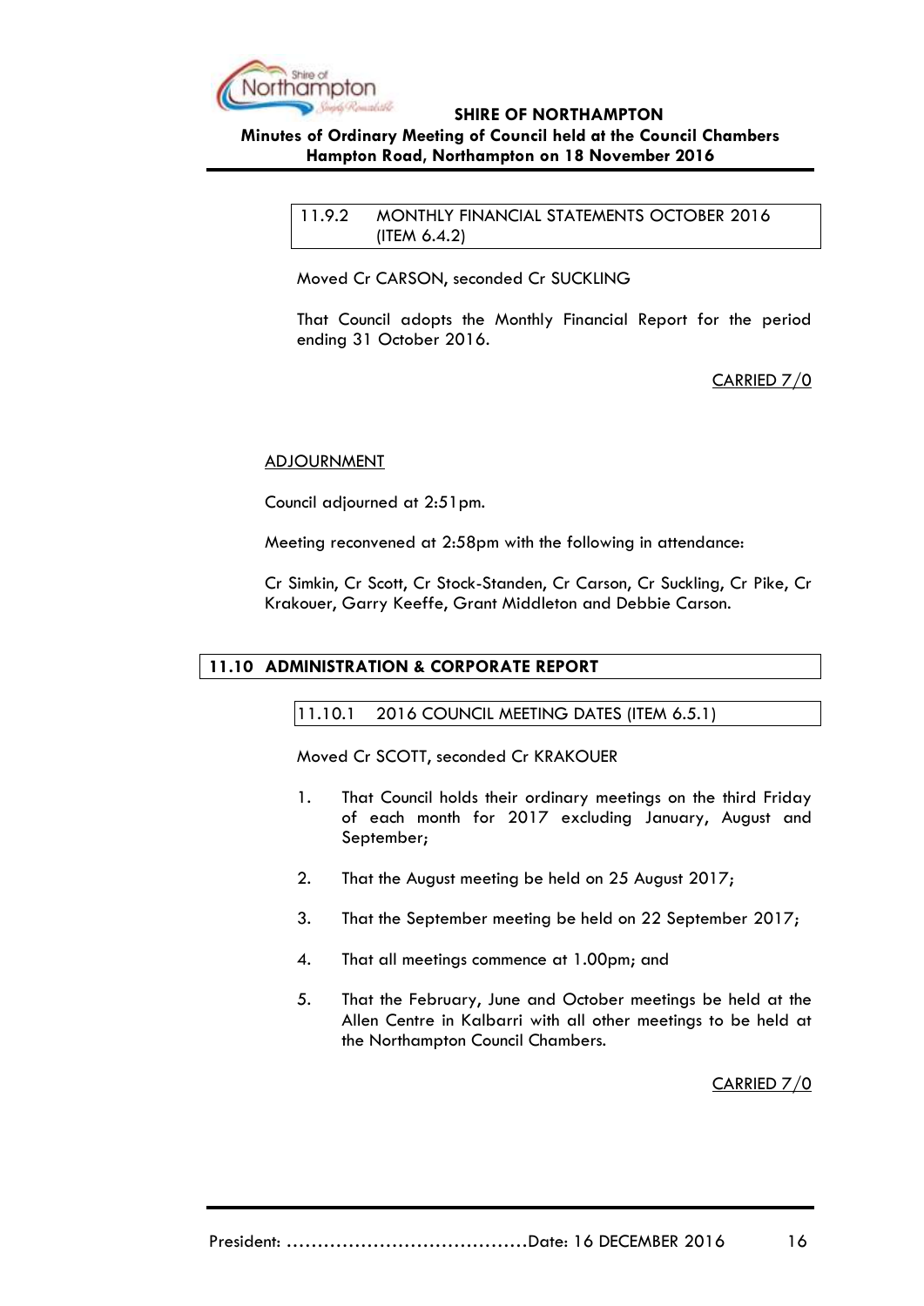### 11.9.2 MONTHLY FINANCIAL STATEMENTS OCTOBER 2016 (ITEM 6.4.2)

Moved Cr CARSON, seconded Cr SUCKLING

That Council adopts the Monthly Financial Report for the period ending 31 October 2016.

CARRIED 7/0

ADJOURNMENT

Council adjourned at 2:51pm.

Meeting reconvened at 2:58pm with the following in attendance:

Cr Simkin, Cr Scott, Cr Stock-Standen, Cr Carson, Cr Suckling, Cr Pike, Cr Krakouer, Garry Keeffe, Grant Middleton and Debbie Carson.

## 11.10 ADMINISTRATION & CORPORATE REPORT

### 11.10.1 2016 COUNCIL MEETING DATES (ITEM 6.5.1)

Moved Cr SCOTT, seconded Cr KRAKOUER

1. That Council holds their ordinary meetings on the third Friday of each month for 2017 excluding January, August and September;
2. That the August meeting be held on 25 August 2017;
3. That the September meeting be held on 22 September 2017;
4. That all meetings commence at 1.00pm; and
5. That the February, June and October meetings be held at the Allen Centre in Kalbarri with all other meetings to be held at the Northampton Council Chambers.

CARRIED 7/0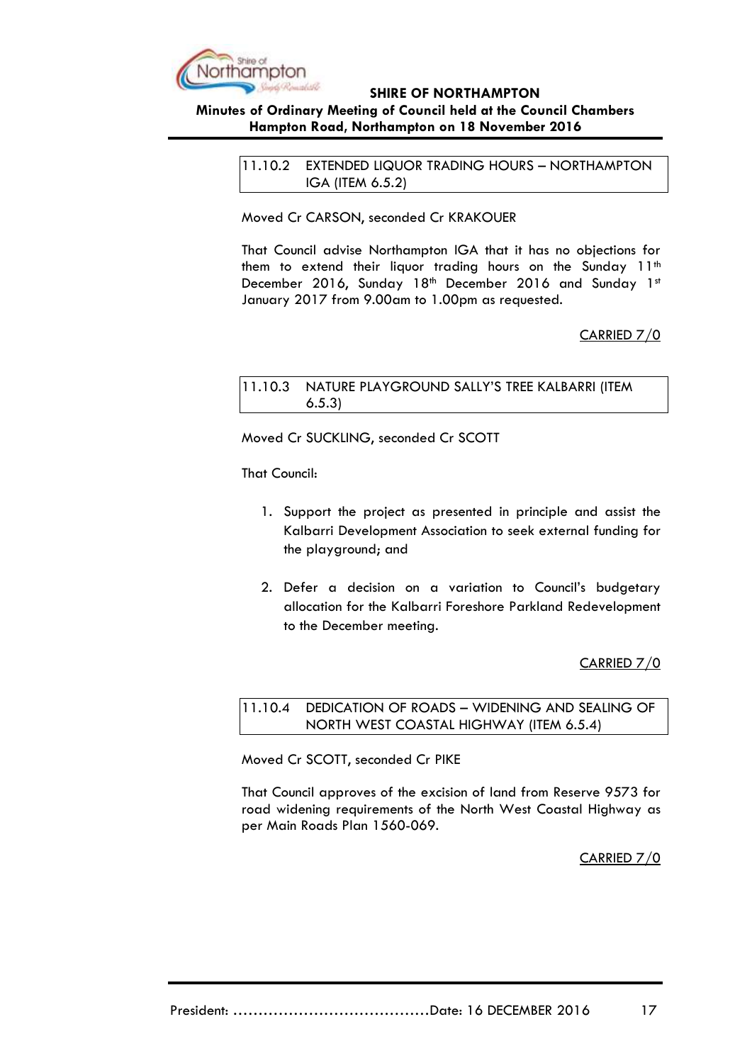### 11.10.2 EXTENDED LIQUOR TRADING HOURS – NORTHAMPTON IGA (ITEM 6.5.2)

Moved Cr CARSON, seconded Cr KRAKOUER

That Council advise Northampton IGA that it has no objections for them to extend their liquor trading hours on the Sunday 11th December 2016, Sunday 18th December 2016 and Sunday 1st January 2017 from 9.00am to 1.00pm as requested.

CARRIED 7/0

### 11.10.3 NATURE PLAYGROUND SALLY'S TREE KALBARRI (ITEM 6.5.3)

Moved Cr SUCKLING, seconded Cr SCOTT

That Council:

1. Support the project as presented in principle and assist the Kalbarri Development Association to seek external funding for the playground; and

2. Defer a decision on a variation to Council's budgetary allocation for the Kalbarri Foreshore Parkland Redevelopment to the December meeting.

CARRIED 7/0

### 11.10.4 DEDICATION OF ROADS – WIDENING AND SEALING OF NORTH WEST COASTAL HIGHWAY (ITEM 6.5.4)

Moved Cr SCOTT, seconded Cr PIKE

That Council approves of the excision of land from Reserve 9573 for road widening requirements of the North West Coastal Highway as per Main Roads Plan 1560-069.

CARRIED 7/0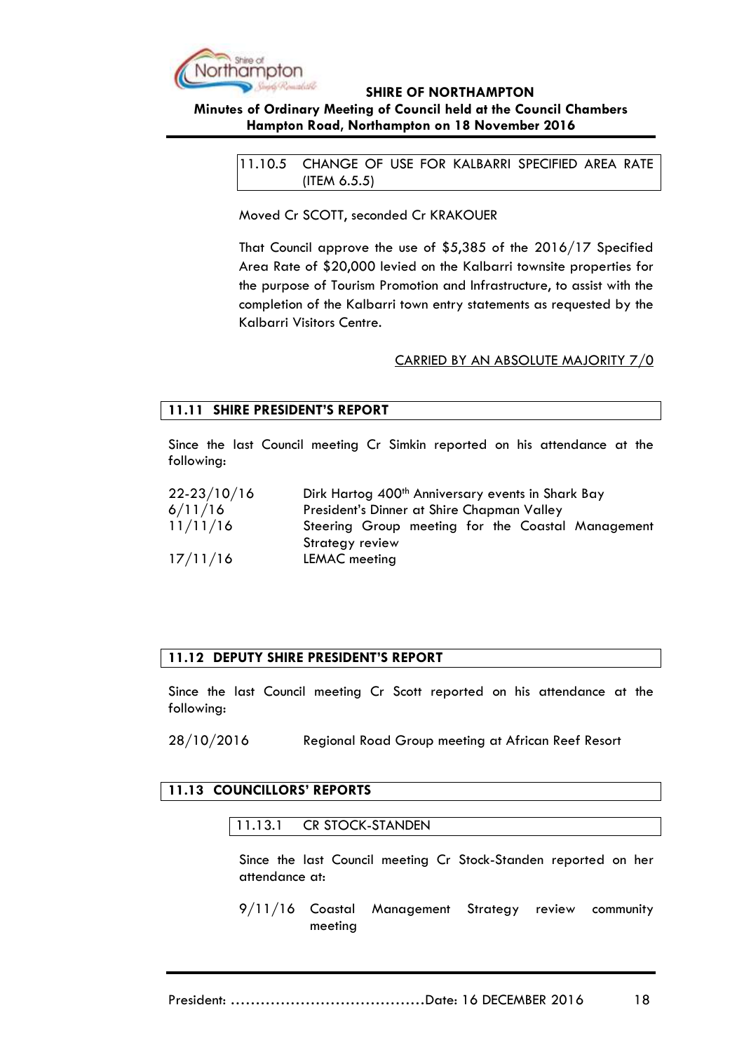### 11.10.5 CHANGE OF USE FOR KALBARRI SPECIFIED AREA RATE (ITEM 6.5.5)

Moved Cr SCOTT, seconded Cr KRAKOUER

That Council approve the use of $5,385 of the 2016/17 Specified Area Rate of $20,000 levied on the Kalbarri townsite properties for the purpose of Tourism Promotion and Infrastructure, to assist with the completion of the Kalbarri town entry statements as requested by the Kalbarri Visitors Centre.

CARRIED BY AN ABSOLUTE MAJORITY 7/0

## 11.11 SHIRE PRESIDENT'S REPORT

Since the last Council meeting Cr Simkin reported on his attendance at the following:

| | |
|---|---|
| 22-23/10/16 | Dirk Hartog 400th Anniversary events in Shark Bay |
| 6/11/16 | President's Dinner at Shire Chapman Valley |
| 11/11/16 | Steering Group meeting for the Coastal Management Strategy review |
| 17/11/16 | LEMAC meeting |

## 11.12 DEPUTY SHIRE PRESIDENT'S REPORT

Since the last Council meeting Cr Scott reported on his attendance at the following:

| | |
|---|---|
| 28/10/2016 | Regional Road Group meeting at African Reef Resort |

## 11.13 COUNCILLORS' REPORTS

### 11.13.1 CR STOCK-STANDEN

Since the last Council meeting Cr Stock-Standen reported on her attendance at:

| | |
|---|---|
| 9/11/16 | Coastal Management Strategy review community meeting |

President: ......................................Date: 16 DECEMBER 2016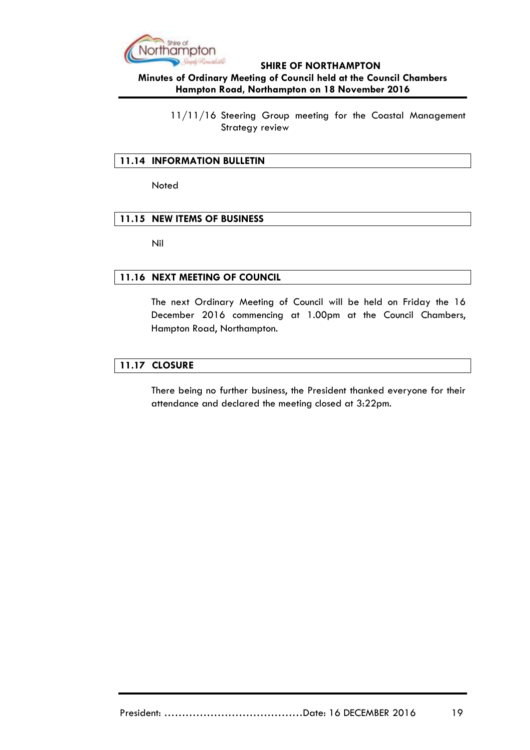11/11/16 Steering Group meeting for the Coastal Management Strategy review

## 11.14 INFORMATION BULLETIN

Noted

## 11.15 NEW ITEMS OF BUSINESS

Nil

## 11.16 NEXT MEETING OF COUNCIL

The next Ordinary Meeting of Council will be held on Friday the 16 December 2016 commencing at 1.00pm at the Council Chambers, Hampton Road, Northampton.

## 11.17 CLOSURE

There being no further business, the President thanked everyone for their attendance and declared the meeting closed at 3:22pm.